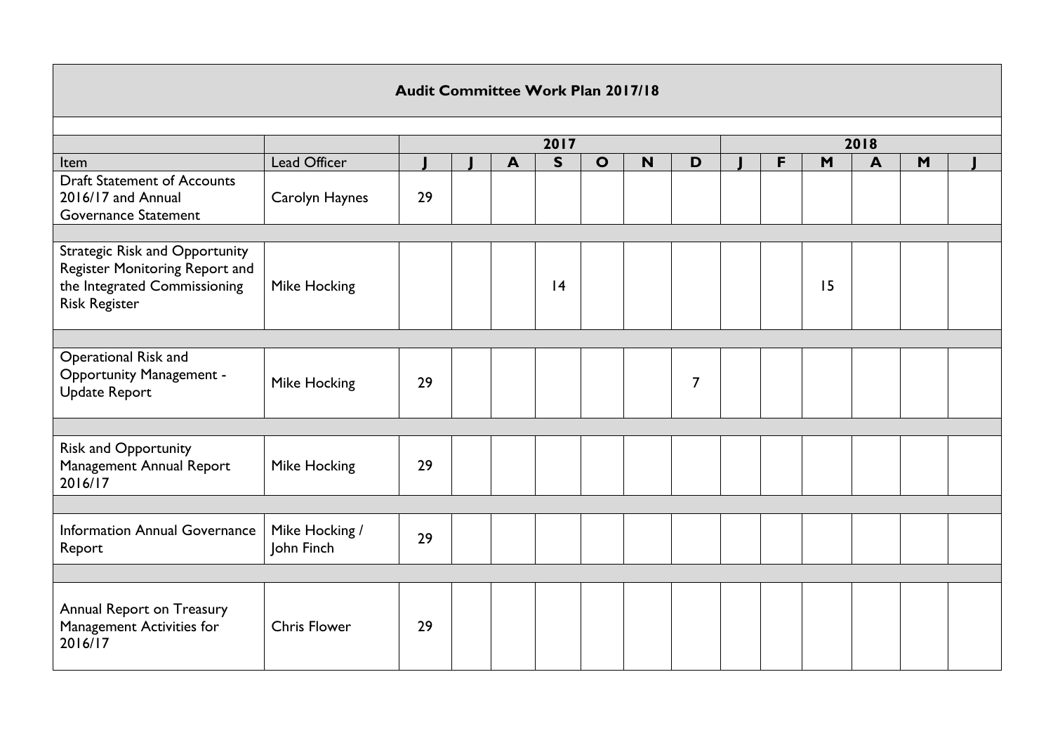**Audit Committee Work Plan 2017/18**

| | | 2017 | | | | | | | 2018 | | | | | |
|---|---|---|---|---|---|---|---|---|---|---|---|---|---|---|
| Item | Lead Officer | J | J | A | S | O | N | D | J | F | M | A | M | J |
| Draft Statement of Accounts 2016/17 and Annual Governance Statement | Carolyn Haynes | 29 | | | | | | | | | | | | |
| | | | | | | | | | | | | | | |
| Strategic Risk and Opportunity Register Monitoring Report and the Integrated Commissioning Risk Register | Mike Hocking | | | | 14 | | | | | | 15 | | | |
| | | | | | | | | | | | | | | |
| Operational Risk and Opportunity Management - Update Report | Mike Hocking | 29 | | | | | | 7 | | | | | | |
| | | | | | | | | | | | | | | |
| Risk and Opportunity Management Annual Report 2016/17 | Mike Hocking | 29 | | | | | | | | | | | | |
| | | | | | | | | | | | | | | |
| Information Annual Governance Report | Mike Hocking / John Finch | 29 | | | | | | | | | | | | |
| | | | | | | | | | | | | | | |
| Annual Report on Treasury Management Activities for 2016/17 | Chris Flower | 29 | | | | | | | | | | | | |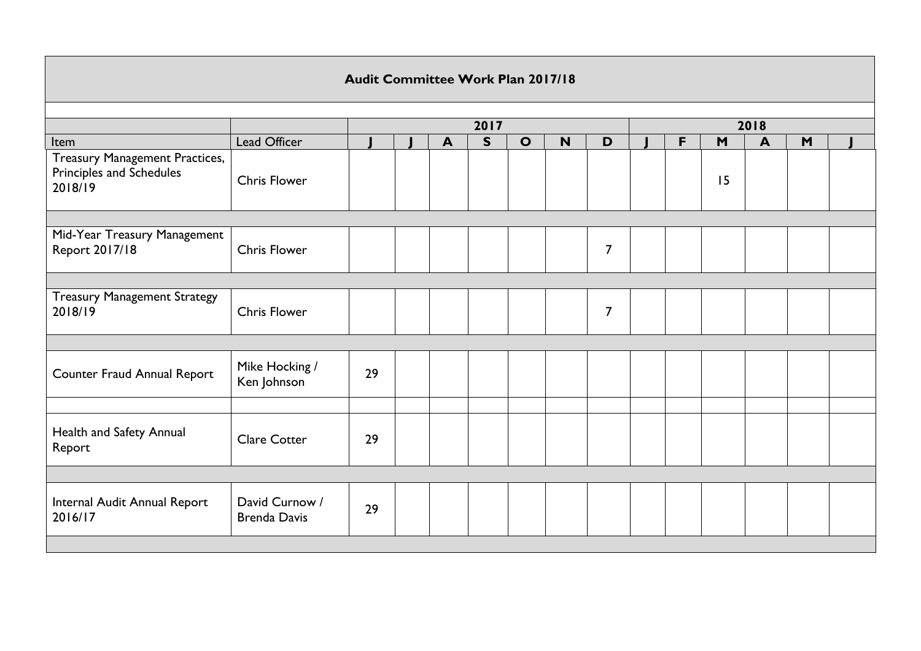| Audit Committee Work Plan 2017/18 | | | | | | | | | | | | | | |
|---|---|---|---|---|---|---|---|---|---|---|---|---|---|---|
| | | 2017 | | | | | | | 2018 | | | | | |
| Item | Lead Officer | J | J | A | S | O | N | D | J | F | M | A | M | J |
| Treasury Management Practices, Principles and Schedules 2018/19 | Chris Flower | | | | | | | | | | 15 | | | |
| | | | | | | | | | | | | | | |
| Mid-Year Treasury Management Report 2017/18 | Chris Flower | | | | | | | 7 | | | | | | |
| | | | | | | | | | | | | | | |
| Treasury Management Strategy 2018/19 | Chris Flower | | | | | | | 7 | | | | | | |
| | | | | | | | | | | | | | | |
| Counter Fraud Annual Report | Mike Hocking / Ken Johnson | 29 | | | | | | | | | | | | |
| | | | | | | | | | | | | | | |
| Health and Safety Annual Report | Clare Cotter | 29 | | | | | | | | | | | | |
| | | | | | | | | | | | | | | |
| Internal Audit Annual Report 2016/17 | David Curnow / Brenda Davis | 29 | | | | | | | | | | | | |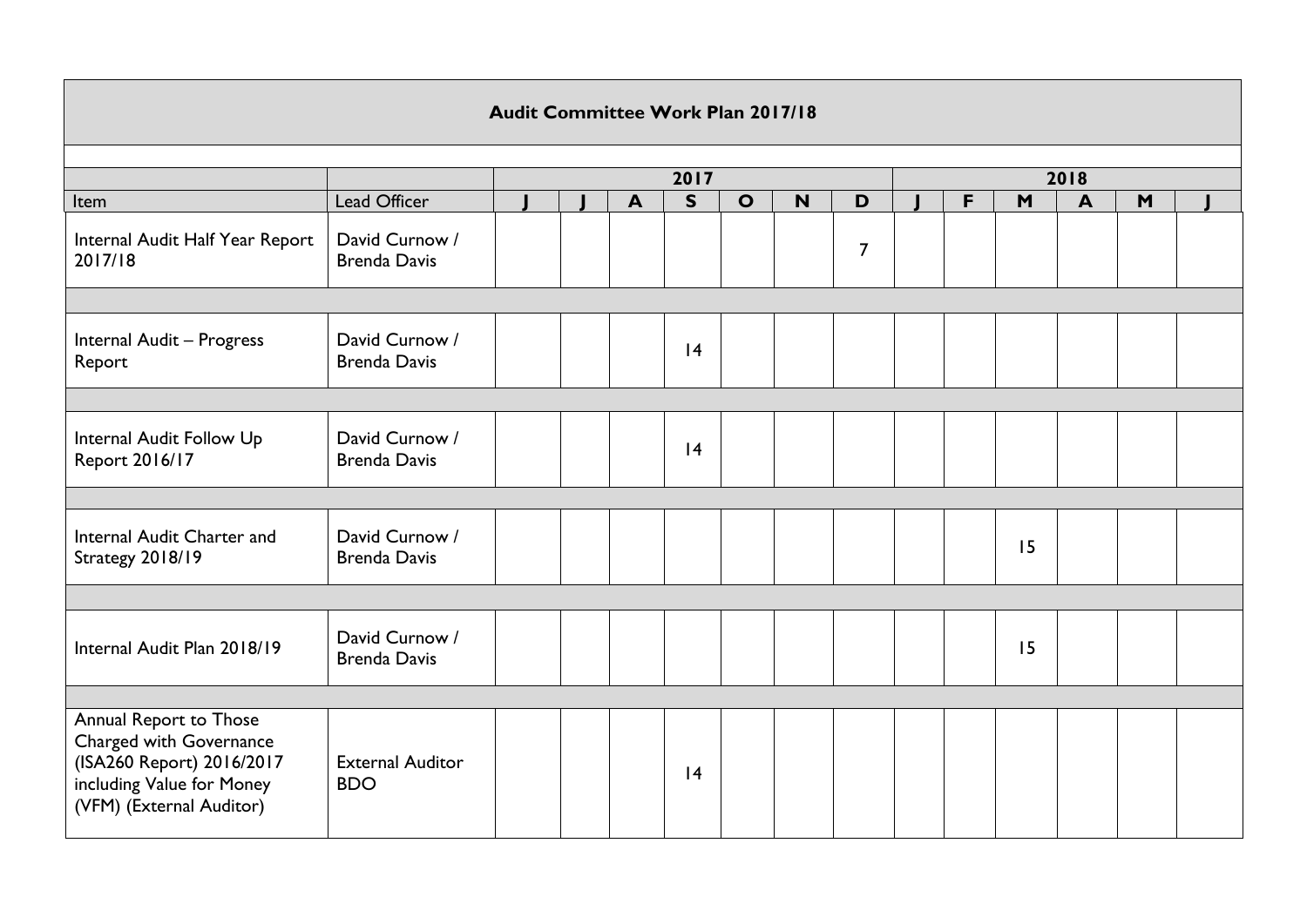| Audit Committee Work Plan 2017/18 | | | | | | | | | | | | | | |
|---|---|---|---|---|---|---|---|---|---|---|---|---|---|---|
| | | 2017 | | | | | | | 2018 | | | | | |
| Item | Lead Officer | J | J | A | S | O | N | D | J | F | M | A | M | J |
| Internal Audit Half Year Report 2017/18 | David Curnow / Brenda Davis | | | | | | | 7 | | | | | | |
| | | | | | | | | | | | | | | |
| Internal Audit – Progress Report | David Curnow / Brenda Davis | | | | 14 | | | | | | | | | |
| | | | | | | | | | | | | | | |
| Internal Audit Follow Up Report 2016/17 | David Curnow / Brenda Davis | | | | 14 | | | | | | | | | |
| | | | | | | | | | | | | | | |
| Internal Audit Charter and Strategy 2018/19 | David Curnow / Brenda Davis | | | | | | | | | | 15 | | | |
| | | | | | | | | | | | | | | |
| Internal Audit Plan 2018/19 | David Curnow / Brenda Davis | | | | | | | | | | 15 | | | |
| | | | | | | | | | | | | | | |
| Annual Report to Those Charged with Governance (ISA260 Report) 2016/2017 including Value for Money (VFM) (External Auditor) | External Auditor BDO | | | | 14 | | | | | | | | | |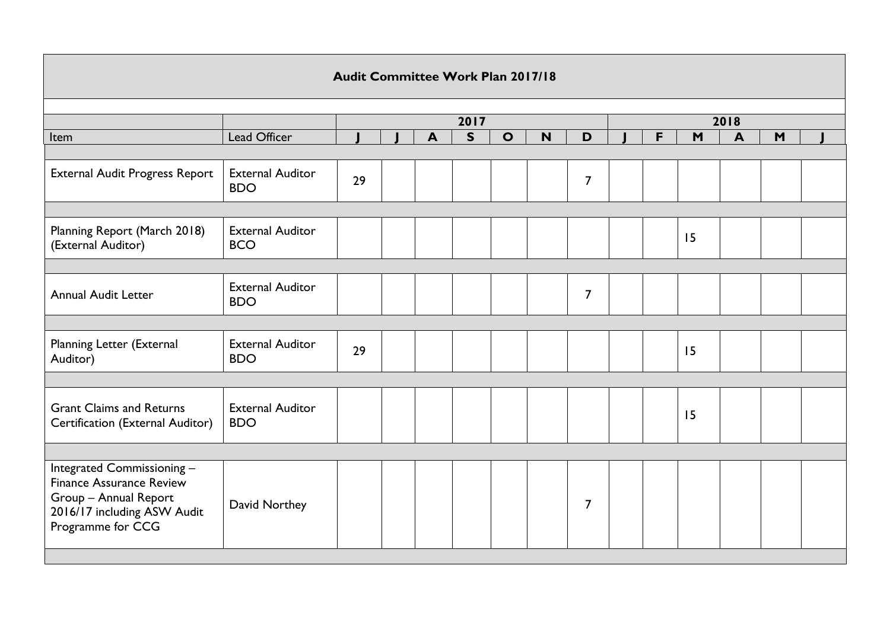| Audit Committee Work Plan 2017/18 | | | | | | | | | | | | | | |
|---|---|---|---|---|---|---|---|---|---|---|---|---|---|---|
| | | 2017 | | | | | | | 2018 | | | | | |
| Item | Lead Officer | J | J | A | S | O | N | D | J | F | M | A | M | J |
| External Audit Progress Report | External Auditor BDO | 29 | | | | | | 7 | | | | | | |
| Planning Report (March 2018) (External Auditor) | External Auditor BCO | | | | | | | | | | 15 | | | |
| Annual Audit Letter | External Auditor BDO | | | | | | | 7 | | | | | | |
| Planning Letter (External Auditor) | External Auditor BDO | 29 | | | | | | | | | 15 | | | |
| Grant Claims and Returns Certification (External Auditor) | External Auditor BDO | | | | | | | | | | 15 | | | |
| Integrated Commissioning – Finance Assurance Review Group – Annual Report 2016/17 including ASW Audit Programme for CCG | David Northey | | | | | | | 7 | | | | | | |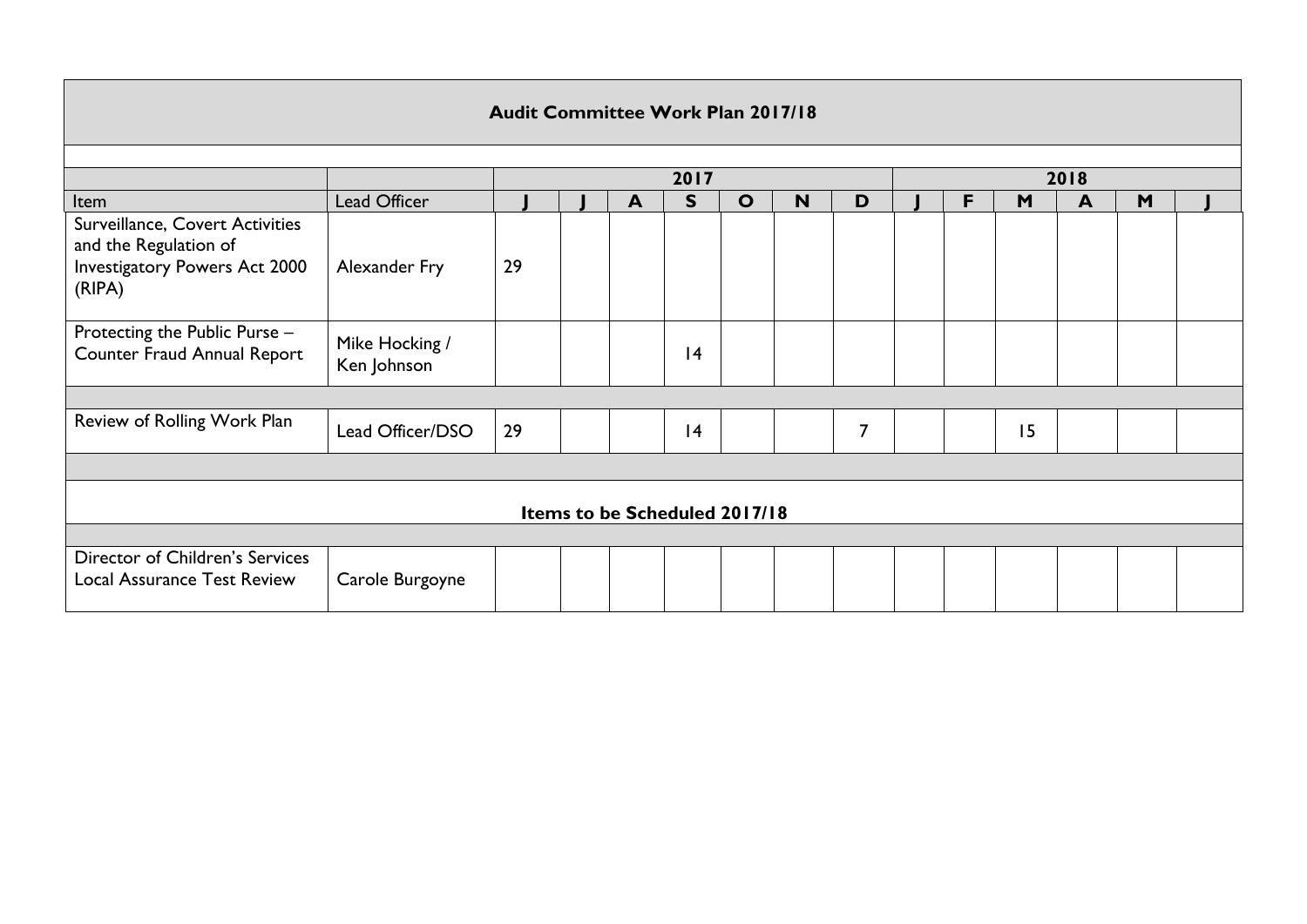| Audit Committee Work Plan 2017/18 | | | | | | | | | | | | | | |
|---|---|---|---|---|---|---|---|---|---|---|---|---|---|---|
| | | | | | | | | | | | | | | |
| | | 2017 | | | | | | | 2018 | | | | | |
| Item | Lead Officer | J | J | A | S | O | N | D | J | F | M | A | M | J |
| Surveillance, Covert Activities and the Regulation of Investigatory Powers Act 2000 (RIPA) | Alexander Fry | 29 | | | | | | | | | | | | |
| Protecting the Public Purse – Counter Fraud Annual Report | Mike Hocking / Ken Johnson | | | | 14 | | | | | | | | | |
| | | | | | | | | | | | | | | |
| Review of Rolling Work Plan | Lead Officer/DSO | 29 | | | 14 | | | 7 | | | 15 | | | |
| | | | | | | | | | | | | | | |
| **Items to be Scheduled 2017/18** | | | | | | | | | | | | | | |
| | | | | | | | | | | | | | | |
| Director of Children's Services Local Assurance Test Review | Carole Burgoyne | | | | | | | | | | | | | |